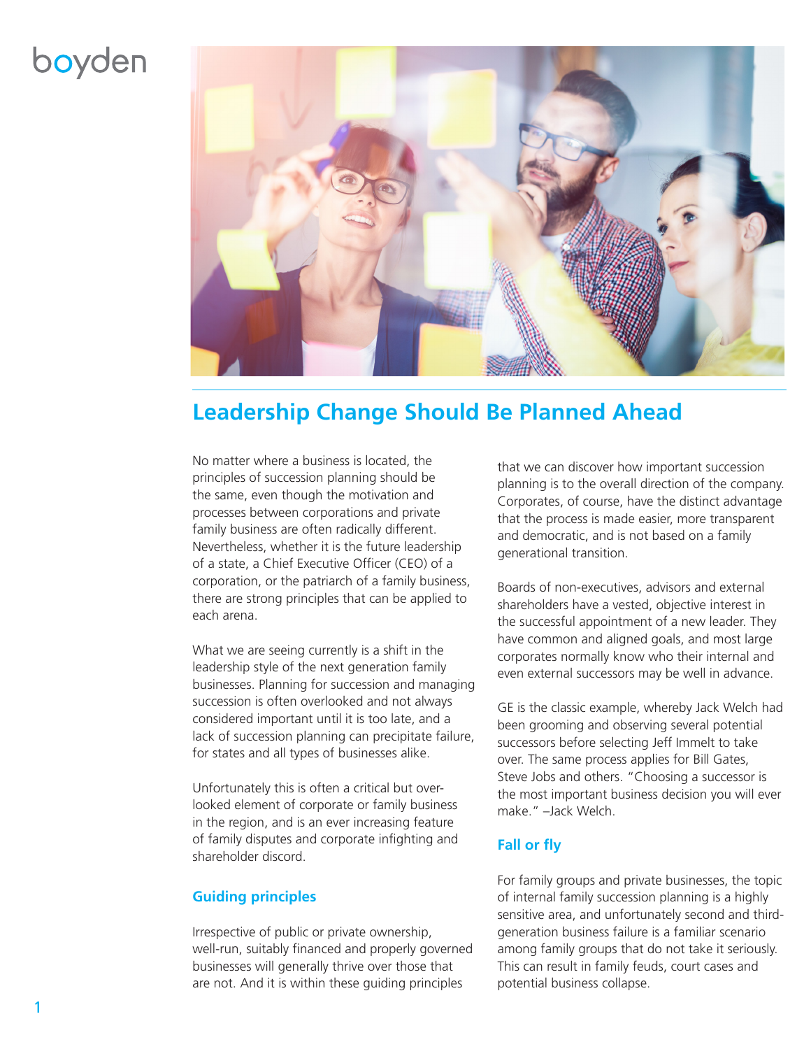# Leadership Change Should Be Planned Ahead

No matter where a business is located, the principles of succession planning should be the same, even though the motivation and processes between corporations and private family business are often radically different. Nevertheless, whether it is the future leadership of a state, a Chief Executive Officer (CEO) of a corporation, or the patriarch of a family business, there are strong principles that can be applied to each arena.

What we are seeing currently is a shift in the leadership style of the next generation family businesses. Planning for succession and managing succession is often overlooked and not always considered important until it is too late, and a lack of succession planning can precipitate failure, for states and all types of businesses alike.

Unfortunately this is often a critical but over-looked element of corporate or family business in the region, and is an ever increasing feature of family disputes and corporate infighting and shareholder discord.

## Guiding principles

Irrespective of public or private ownership, well-run, suitably financed and properly governed businesses will generally thrive over those that are not. And it is within these guiding principles that we can discover how important succession planning is to the overall direction of the company. Corporates, of course, have the distinct advantage that the process is made easier, more transparent and democratic, and is not based on a family generational transition.

Boards of non-executives, advisors and external shareholders have a vested, objective interest in the successful appointment of a new leader. They have common and aligned goals, and most large corporates normally know who their internal and even external successors may be well in advance.

GE is the classic example, whereby Jack Welch had been grooming and observing several potential successors before selecting Jeff Immelt to take over. The same process applies for Bill Gates, Steve Jobs and others. "Choosing a successor is the most important business decision you will ever make." –Jack Welch.

## Fall or fly

For family groups and private businesses, the topic of internal family succession planning is a highly sensitive area, and unfortunately second and third-generation business failure is a familiar scenario among family groups that do not take it seriously. This can result in family feuds, court cases and potential business collapse.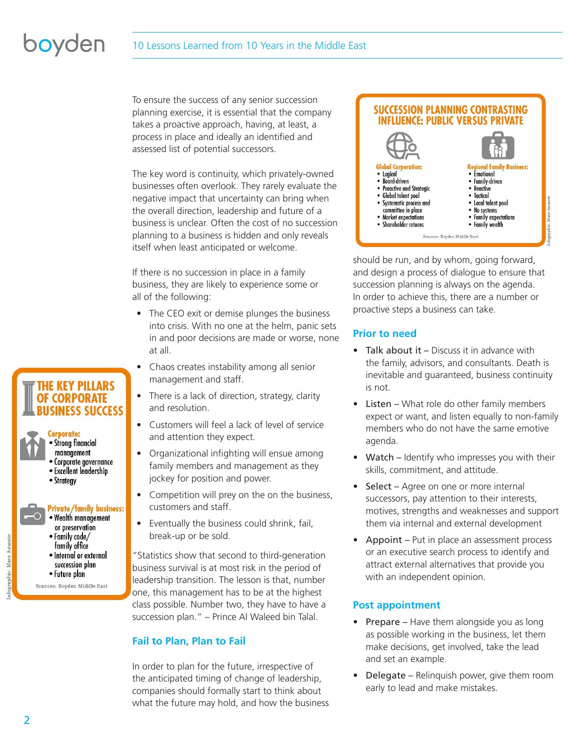To ensure the success of any senior succession planning exercise, it is essential that the company takes a proactive approach, having, at least, a process in place and ideally an identified and assessed list of potential successors.

The key word is continuity, which privately-owned businesses often overlook. They rarely evaluate the negative impact that uncertainty can bring when the overall direction, leadership and future of a business is unclear. Often the cost of no succession planning to a business is hidden and only reveals itself when least anticipated or welcome.

If there is no succession in place in a family business, they are likely to experience some or all of the following:

- The CEO exit or demise plunges the business into crisis. With no one at the helm, panic sets in and poor decisions are made or worse, none at all.
- Chaos creates instability among all senior management and staff.
- There is a lack of direction, strategy, clarity and resolution.
- Customers will feel a lack of level of service and attention they expect.
- Organizational infighting will ensue among family members and management as they jockey for position and power.
- Competition will prey on the on the business, customers and staff.
- Eventually the business could shrink, fail, break-up or be sold.

"Statistics show that second to third-generation business survival is at most risk in the period of leadership transition. The lesson is that, number one, this management has to be at the highest class possible. Number two, they have to have a succession plan." – Prince Al Waleed bin Talal.

**THE KEY PILLARS OF CORPORATE BUSINESS SUCCESS**

**Corporate:**
- Strong financial management
- Corporate governance
- Excellent leadership
- Strategy

**Private/family business:**
- Wealth management or preservation
- Family code/ family office
- Internal or external succession plan
- Future plan

Sources: Boyden Middle East

Infographic: Marx Amante

## Fail to Plan, Plan to Fail

In order to plan for the future, irrespective of the anticipated timing of change of leadership, companies should formally start to think about what the future may hold, and how the business should be run, and by whom, going forward, and design a process of dialogue to ensure that succession planning is always on the agenda. In order to achieve this, there are a number or proactive steps a business can take.

**SUCCESSION PLANNING CONTRASTING INFLUENCE: PUBLIC VERSUS PRIVATE**

| Global Corporation: | Regional Family Business: |
| --- | --- |
| Logical | Emotional |
| Board-driven | Family-driven |
| Proactive and Strategic | Reactive |
| Global talent pool | Tactical |
| Systematic process and committee in place | Local talent pool |
| Market expectations | No systems |
| Shareholder returns | Family expectations |
| | Family wealth |

Sources: Boyden Middle East

Infographic: Marx Amante

### Prior to need

- Talk about it – Discuss it in advance with the family, advisors, and consultants. Death is inevitable and guaranteed, business continuity is not.
- Listen – What role do other family members expect or want, and listen equally to non-family members who do not have the same emotive agenda.
- Watch – Identify who impresses you with their skills, commitment, and attitude.
- Select – Agree on one or more internal successors, pay attention to their interests, motives, strengths and weaknesses and support them via internal and external development
- Appoint – Put in place an assessment process or an executive search process to identify and attract external alternatives that provide you with an independent opinion.

### Post appointment

- Prepare – Have them alongside you as long as possible working in the business, let them make decisions, get involved, take the lead and set an example.
- Delegate – Relinquish power, give them room early to lead and make mistakes.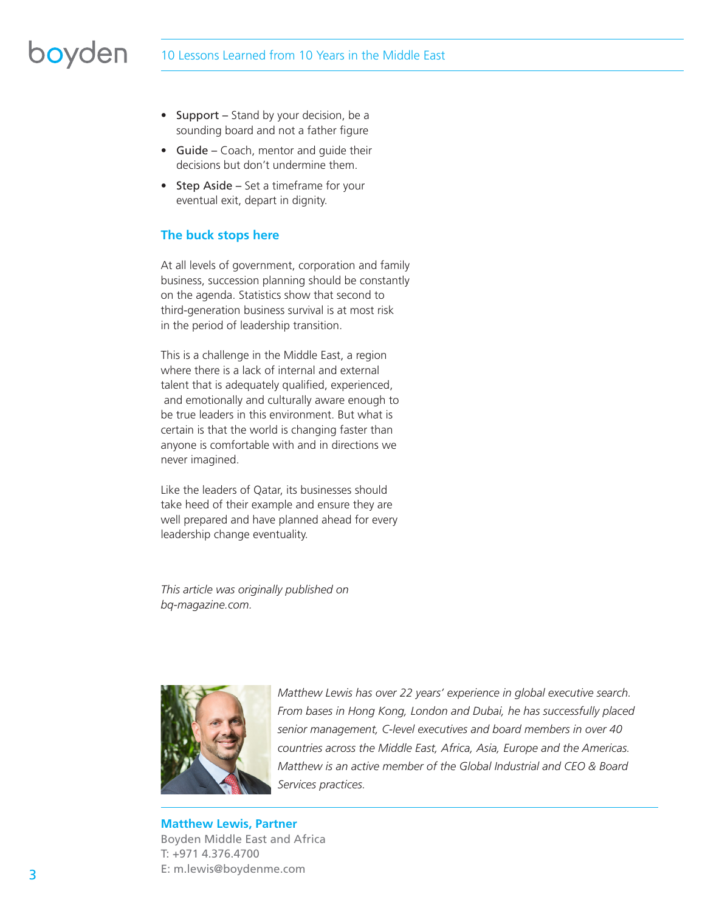- **Support** – Stand by your decision, be a sounding board and not a father figure
- **Guide** – Coach, mentor and guide their decisions but don't undermine them.
- **Step Aside** – Set a timeframe for your eventual exit, depart in dignity.

## The buck stops here

At all levels of government, corporation and family business, succession planning should be constantly on the agenda. Statistics show that second to third-generation business survival is at most risk in the period of leadership transition.

This is a challenge in the Middle East, a region where there is a lack of internal and external talent that is adequately qualified, experienced, and emotionally and culturally aware enough to be true leaders in this environment. But what is certain is that the world is changing faster than anyone is comfortable with and in directions we never imagined.

Like the leaders of Qatar, its businesses should take heed of their example and ensure they are well prepared and have planned ahead for every leadership change eventuality.

*This article was originally published on bq-magazine.com.*

*Matthew Lewis has over 22 years' experience in global executive search. From bases in Hong Kong, London and Dubai, he has successfully placed senior management, C-level executives and board members in over 40 countries across the Middle East, Africa, Asia, Europe and the Americas. Matthew is an active member of the Global Industrial and CEO & Board Services practices.*

**Matthew Lewis, Partner**
Boyden Middle East and Africa
T: +971 4.376.4700
E: m.lewis@boydenme.com